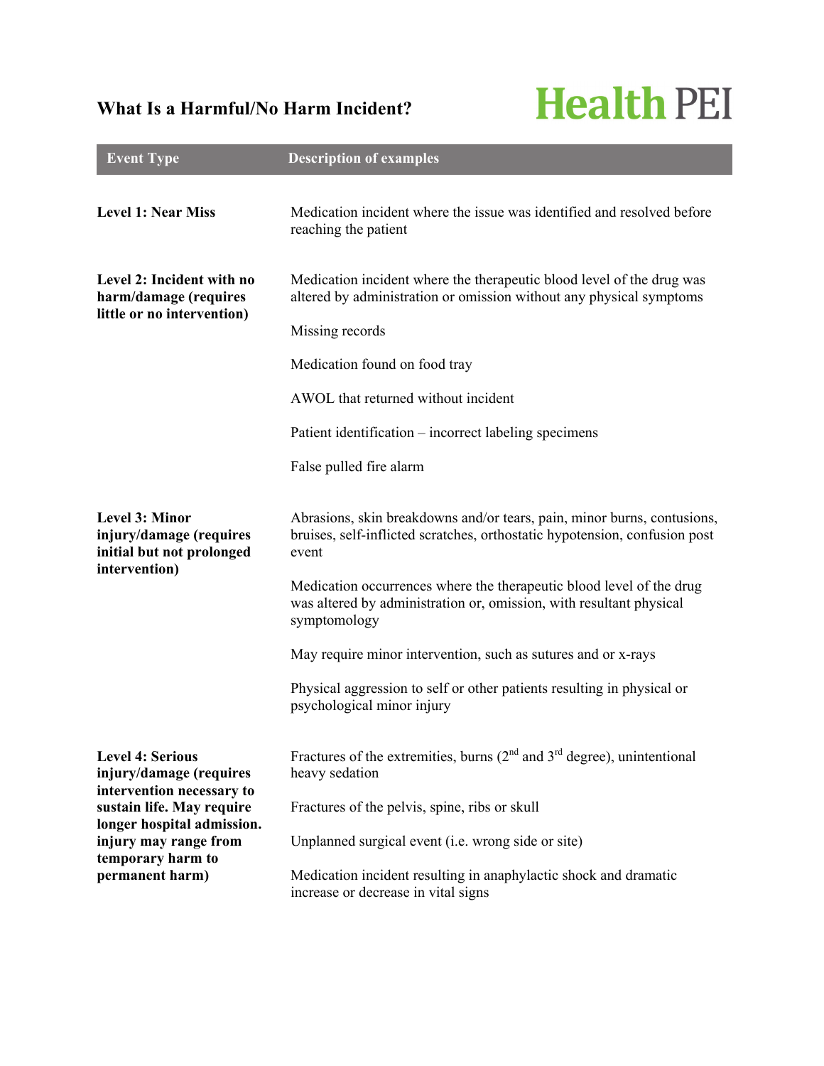# What Is a Harmful/No Harm Incident?

Health PEI

| Event Type | Description of examples |
|---|---|
| **Level 1: Near Miss** | Medication incident where the issue was identified and resolved before reaching the patient |
| **Level 2: Incident with no harm/damage (requires little or no intervention)** | Medication incident where the therapeutic blood level of the drug was altered by administration or omission without any physical symptoms<br><br>Missing records<br><br>Medication found on food tray<br><br>AWOL that returned without incident<br><br>Patient identification – incorrect labeling specimens<br><br>False pulled fire alarm |
| **Level 3: Minor injury/damage (requires initial but not prolonged intervention)** | Abrasions, skin breakdowns and/or tears, pain, minor burns, contusions, bruises, self-inflicted scratches, orthostatic hypotension, confusion post event<br><br>Medication occurrences where the therapeutic blood level of the drug was altered by administration or, omission, with resultant physical symptomology<br><br>May require minor intervention, such as sutures and or x-rays<br><br>Physical aggression to self or other patients resulting in physical or psychological minor injury |
| **Level 4: Serious injury/damage (requires intervention necessary to sustain life. May require longer hospital admission. injury may range from temporary harm to permanent harm)** | Fractures of the extremities, burns (2nd and 3rd degree), unintentional heavy sedation<br><br>Fractures of the pelvis, spine, ribs or skull<br><br>Unplanned surgical event (i.e. wrong side or site)<br><br>Medication incident resulting in anaphylactic shock and dramatic increase or decrease in vital signs |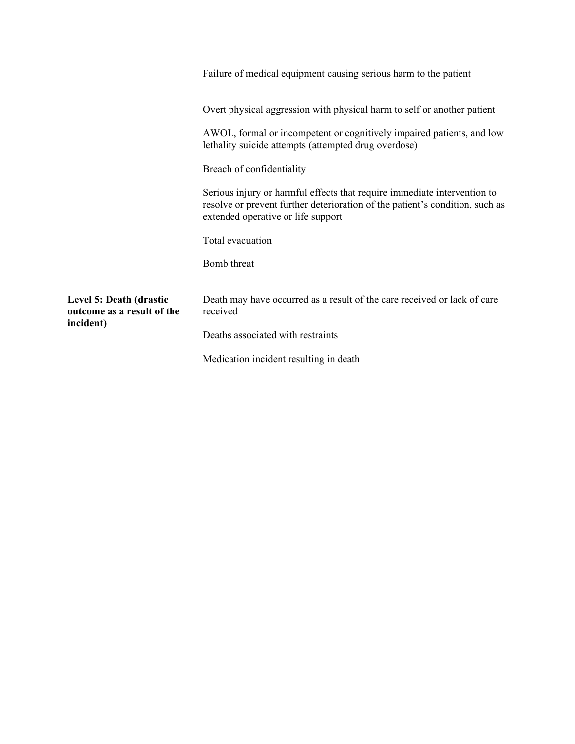| | |
|---|---|
| | Failure of medical equipment causing serious harm to the patient<br><br>Overt physical aggression with physical harm to self or another patient<br><br>AWOL, formal or incompetent or cognitively impaired patients, and low lethality suicide attempts (attempted drug overdose)<br><br>Breach of confidentiality<br><br>Serious injury or harmful effects that require immediate intervention to resolve or prevent further deterioration of the patient's condition, such as extended operative or life support<br><br>Total evacuation<br><br>Bomb threat |
| **Level 5: Death (drastic outcome as a result of the incident)** | Death may have occurred as a result of the care received or lack of care received<br><br>Deaths associated with restraints<br><br>Medication incident resulting in death |